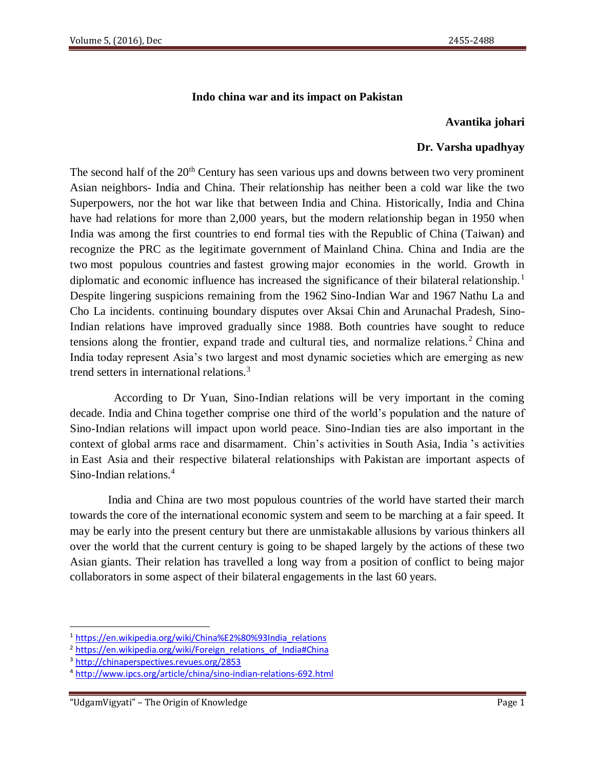**Indo china war and its impact on Pakistan**

**Avantika johari**

**Dr. Varsha upadhyay**

The second half of the 20th Century has seen various ups and downs between two very prominent Asian neighbors- India and China. Their relationship has neither been a cold war like the two Superpowers, nor the hot war like that between India and China. Historically, India and China have had relations for more than 2,000 years, but the modern relationship began in 1950 when India was among the first countries to end formal ties with the Republic of China (Taiwan) and recognize the PRC as the legitimate government of Mainland China. China and India are the two most populous countries and fastest growing major economies in the world. Growth in diplomatic and economic influence has increased the significance of their bilateral relationship.[1] Despite lingering suspicions remaining from the 1962 Sino-Indian War and 1967 Nathu La and Cho La incidents. continuing boundary disputes over Aksai Chin and Arunachal Pradesh, Sino-Indian relations have improved gradually since 1988. Both countries have sought to reduce tensions along the frontier, expand trade and cultural ties, and normalize relations.[2] China and India today represent Asia's two largest and most dynamic societies which are emerging as new trend setters in international relations.[3]

According to Dr Yuan, Sino-Indian relations will be very important in the coming decade. India and China together comprise one third of the world's population and the nature of Sino-Indian relations will impact upon world peace. Sino-Indian ties are also important in the context of global arms race and disarmament. Chin's activities in South Asia, India 's activities in East Asia and their respective bilateral relationships with Pakistan are important aspects of Sino-Indian relations.[4]

India and China are two most populous countries of the world have started their march towards the core of the international economic system and seem to be marching at a fair speed. It may be early into the present century but there are unmistakable allusions by various thinkers all over the world that the current century is going to be shaped largely by the actions of these two Asian giants. Their relation has travelled a long way from a position of conflict to being major collaborators in some aspect of their bilateral engagements in the last 60 years.

---

[1] https://en.wikipedia.org/wiki/China%E2%80%93India_relations

[2] https://en.wikipedia.org/wiki/Foreign_relations_of_India#China

[3] http://chinaperspectives.revues.org/2853

[4] http://www.ipcs.org/article/china/sino-indian-relations-692.html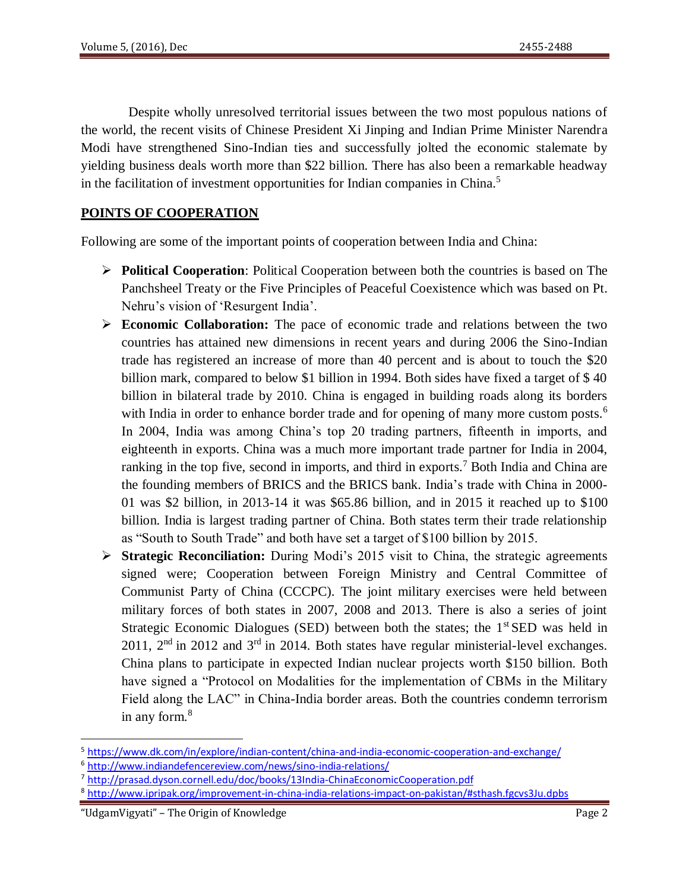Despite wholly unresolved territorial issues between the two most populous nations of the world, the recent visits of Chinese President Xi Jinping and Indian Prime Minister Narendra Modi have strengthened Sino-Indian ties and successfully jolted the economic stalemate by yielding business deals worth more than $22 billion. There has also been a remarkable headway in the facilitation of investment opportunities for Indian companies in China.[5]

## POINTS OF COOPERATION

Following are some of the important points of cooperation between India and China:

- **Political Cooperation**: Political Cooperation between both the countries is based on The Panchsheel Treaty or the Five Principles of Peaceful Coexistence which was based on Pt. Nehru's vision of 'Resurgent India'.
- **Economic Collaboration:** The pace of economic trade and relations between the two countries has attained new dimensions in recent years and during 2006 the Sino-Indian trade has registered an increase of more than 40 percent and is about to touch the $20 billion mark, compared to below $1 billion in 1994. Both sides have fixed a target of $ 40 billion in bilateral trade by 2010. China is engaged in building roads along its borders with India in order to enhance border trade and for opening of many more custom posts.[6] In 2004, India was among China's top 20 trading partners, fifteenth in imports, and eighteenth in exports. China was a much more important trade partner for India in 2004, ranking in the top five, second in imports, and third in exports.[7] Both India and China are the founding members of BRICS and the BRICS bank. India's trade with China in 2000-01 was $2 billion, in 2013-14 it was $65.86 billion, and in 2015 it reached up to $100 billion. India is largest trading partner of China. Both states term their trade relationship as "South to South Trade" and both have set a target of $100 billion by 2015.
- **Strategic Reconciliation:** During Modi's 2015 visit to China, the strategic agreements signed were; Cooperation between Foreign Ministry and Central Committee of Communist Party of China (CCCPC). The joint military exercises were held between military forces of both states in 2007, 2008 and 2013. There is also a series of joint Strategic Economic Dialogues (SED) between both the states; the 1st SED was held in 2011, 2nd in 2012 and 3rd in 2014. Both states have regular ministerial-level exchanges. China plans to participate in expected Indian nuclear projects worth $150 billion. Both have signed a "Protocol on Modalities for the implementation of CBMs in the Military Field along the LAC" in China-India border areas. Both the countries condemn terrorism in any form.[8]

---

[5] https://www.dk.com/in/explore/indian-content/china-and-india-economic-cooperation-and-exchange/

[6] http://www.indiandefencereview.com/news/sino-india-relations/

[7] http://prasad.dyson.cornell.edu/doc/books/13India-ChinaEconomicCooperation.pdf

[8] http://www.ipripak.org/improvement-in-china-india-relations-impact-on-pakistan/#sthash.fgcvs3Ju.dpbs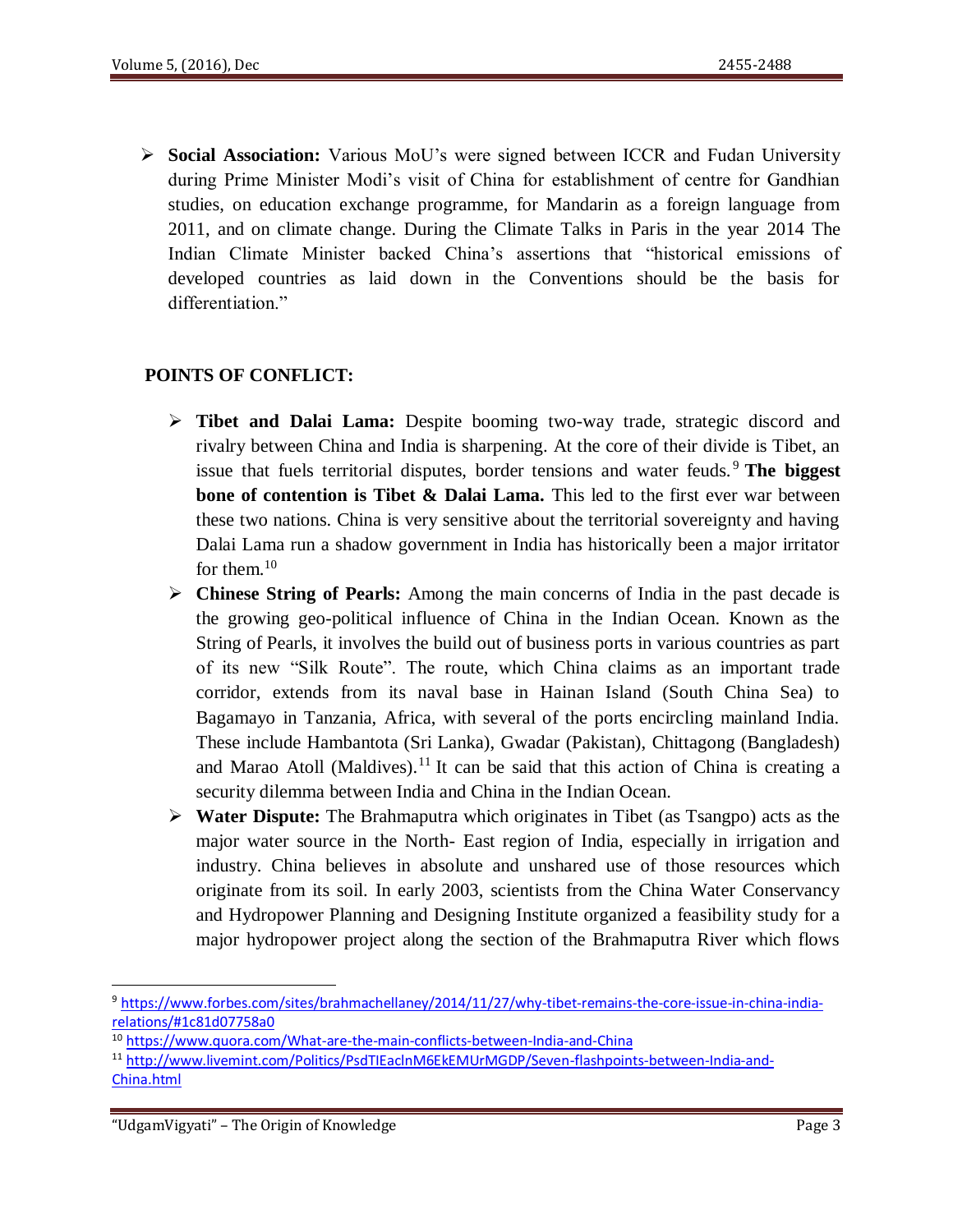- **Social Association:** Various MoU's were signed between ICCR and Fudan University during Prime Minister Modi's visit of China for establishment of centre for Gandhian studies, on education exchange programme, for Mandarin as a foreign language from 2011, and on climate change. During the Climate Talks in Paris in the year 2014 The Indian Climate Minister backed China's assertions that "historical emissions of developed countries as laid down in the Conventions should be the basis for differentiation."

**POINTS OF CONFLICT:**

- **Tibet and Dalai Lama:** Despite booming two-way trade, strategic discord and rivalry between China and India is sharpening. At the core of their divide is Tibet, an issue that fuels territorial disputes, border tensions and water feuds.[9] **The biggest bone of contention is Tibet & Dalai Lama.** This led to the first ever war between these two nations. China is very sensitive about the territorial sovereignty and having Dalai Lama run a shadow government in India has historically been a major irritator for them.[10]
- **Chinese String of Pearls:** Among the main concerns of India in the past decade is the growing geo-political influence of China in the Indian Ocean. Known as the String of Pearls, it involves the build out of business ports in various countries as part of its new "Silk Route". The route, which China claims as an important trade corridor, extends from its naval base in Hainan Island (South China Sea) to Bagamayo in Tanzania, Africa, with several of the ports encircling mainland India. These include Hambantota (Sri Lanka), Gwadar (Pakistan), Chittagong (Bangladesh) and Marao Atoll (Maldives).[11] It can be said that this action of China is creating a security dilemma between India and China in the Indian Ocean.
- **Water Dispute:** The Brahmaputra which originates in Tibet (as Tsangpo) acts as the major water source in the North- East region of India, especially in irrigation and industry. China believes in absolute and unshared use of those resources which originate from its soil. In early 2003, scientists from the China Water Conservancy and Hydropower Planning and Designing Institute organized a feasibility study for a major hydropower project along the section of the Brahmaputra River which flows

---

[9] https://www.forbes.com/sites/brahmachellaney/2014/11/27/why-tibet-remains-the-core-issue-in-china-india-relations/#1c81d07758a0

[10] https://www.quora.com/What-are-the-main-conflicts-between-India-and-China

[11] http://www.livemint.com/Politics/PsdTIEaclnM6EkEMUrMGDP/Seven-flashpoints-between-India-and-China.html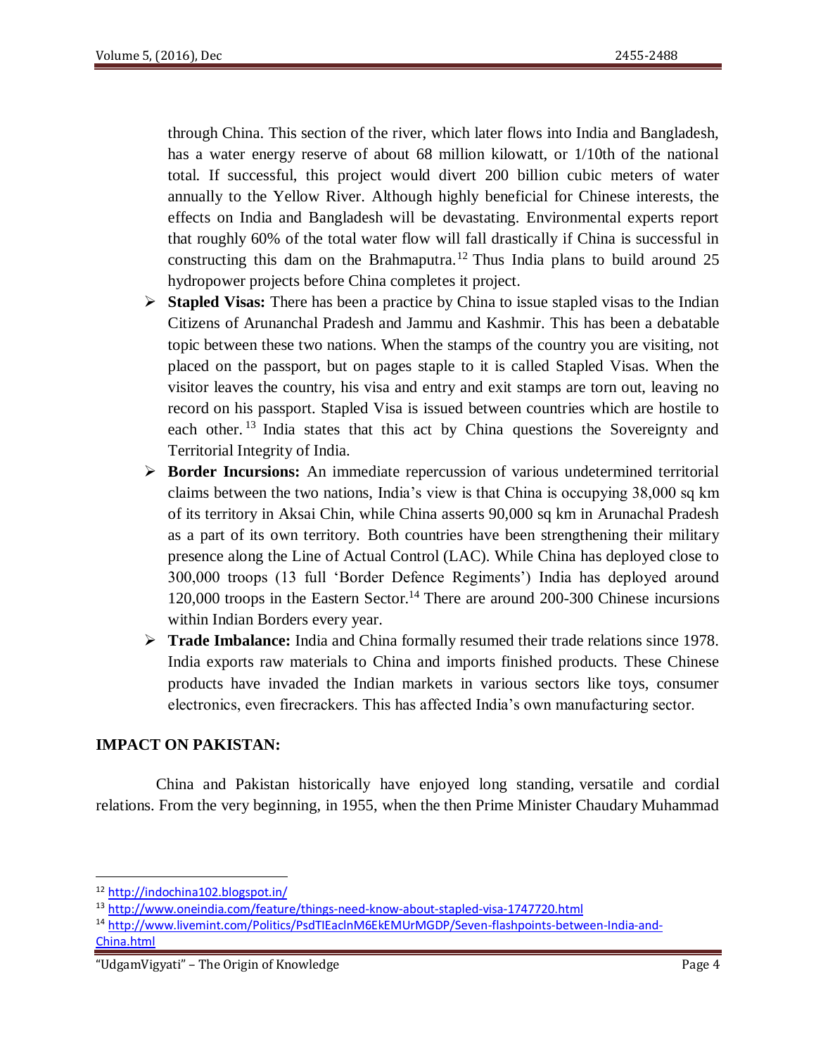through China. This section of the river, which later flows into India and Bangladesh, has a water energy reserve of about 68 million kilowatt, or 1/10th of the national total. If successful, this project would divert 200 billion cubic meters of water annually to the Yellow River. Although highly beneficial for Chinese interests, the effects on India and Bangladesh will be devastating. Environmental experts report that roughly 60% of the total water flow will fall drastically if China is successful in constructing this dam on the Brahmaputra.[12] Thus India plans to build around 25 hydropower projects before China completes it project.

- **Stapled Visas:** There has been a practice by China to issue stapled visas to the Indian Citizens of Arunanchal Pradesh and Jammu and Kashmir. This has been a debatable topic between these two nations. When the stamps of the country you are visiting, not placed on the passport, but on pages staple to it is called Stapled Visas. When the visitor leaves the country, his visa and entry and exit stamps are torn out, leaving no record on his passport. Stapled Visa is issued between countries which are hostile to each other.[13] India states that this act by China questions the Sovereignty and Territorial Integrity of India.
- **Border Incursions:** An immediate repercussion of various undetermined territorial claims between the two nations, India's view is that China is occupying 38,000 sq km of its territory in Aksai Chin, while China asserts 90,000 sq km in Arunachal Pradesh as a part of its own territory. Both countries have been strengthening their military presence along the Line of Actual Control (LAC). While China has deployed close to 300,000 troops (13 full 'Border Defence Regiments') India has deployed around 120,000 troops in the Eastern Sector.[14] There are around 200-300 Chinese incursions within Indian Borders every year.
- **Trade Imbalance:** India and China formally resumed their trade relations since 1978. India exports raw materials to China and imports finished products. These Chinese products have invaded the Indian markets in various sectors like toys, consumer electronics, even firecrackers. This has affected India's own manufacturing sector.

**IMPACT ON PAKISTAN:**

China and Pakistan historically have enjoyed long standing, versatile and cordial relations. From the very beginning, in 1955, when the then Prime Minister Chaudary Muhammad

---

[12] http://indochina102.blogspot.in/

[13] http://www.oneindia.com/feature/things-need-know-about-stapled-visa-1747720.html

[14] http://www.livemint.com/Politics/PsdTIEaclnM6EkEMUrMGDP/Seven-flashpoints-between-India-and-China.html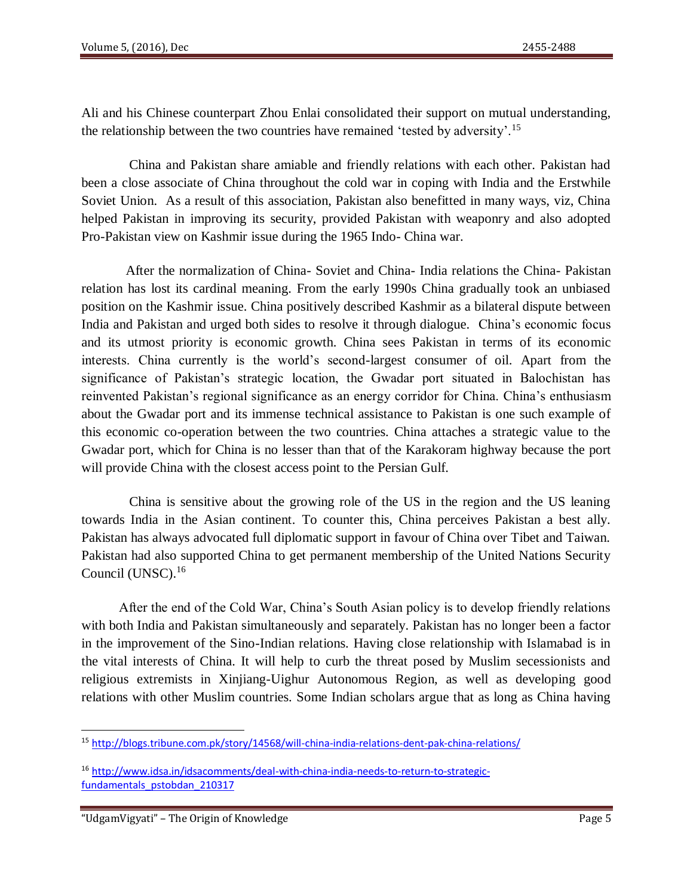Ali and his Chinese counterpart Zhou Enlai consolidated their support on mutual understanding, the relationship between the two countries have remained 'tested by adversity'.[15]

China and Pakistan share amiable and friendly relations with each other. Pakistan had been a close associate of China throughout the cold war in coping with India and the Erstwhile Soviet Union. As a result of this association, Pakistan also benefitted in many ways, viz, China helped Pakistan in improving its security, provided Pakistan with weaponry and also adopted Pro-Pakistan view on Kashmir issue during the 1965 Indo- China war.

After the normalization of China- Soviet and China- India relations the China- Pakistan relation has lost its cardinal meaning. From the early 1990s China gradually took an unbiased position on the Kashmir issue. China positively described Kashmir as a bilateral dispute between India and Pakistan and urged both sides to resolve it through dialogue. China's economic focus and its utmost priority is economic growth. China sees Pakistan in terms of its economic interests. China currently is the world's second-largest consumer of oil. Apart from the significance of Pakistan's strategic location, the Gwadar port situated in Balochistan has reinvented Pakistan's regional significance as an energy corridor for China. China's enthusiasm about the Gwadar port and its immense technical assistance to Pakistan is one such example of this economic co-operation between the two countries. China attaches a strategic value to the Gwadar port, which for China is no lesser than that of the Karakoram highway because the port will provide China with the closest access point to the Persian Gulf.

China is sensitive about the growing role of the US in the region and the US leaning towards India in the Asian continent. To counter this, China perceives Pakistan a best ally. Pakistan has always advocated full diplomatic support in favour of China over Tibet and Taiwan. Pakistan had also supported China to get permanent membership of the United Nations Security Council (UNSC).[16]

After the end of the Cold War, China's South Asian policy is to develop friendly relations with both India and Pakistan simultaneously and separately. Pakistan has no longer been a factor in the improvement of the Sino-Indian relations. Having close relationship with Islamabad is in the vital interests of China. It will help to curb the threat posed by Muslim secessionists and religious extremists in Xinjiang-Uighur Autonomous Region, as well as developing good relations with other Muslim countries. Some Indian scholars argue that as long as China having

---

[15] http://blogs.tribune.com.pk/story/14568/will-china-india-relations-dent-pak-china-relations/

[16] http://www.idsa.in/idsacomments/deal-with-china-india-needs-to-return-to-strategic-fundamentals_pstobdan_210317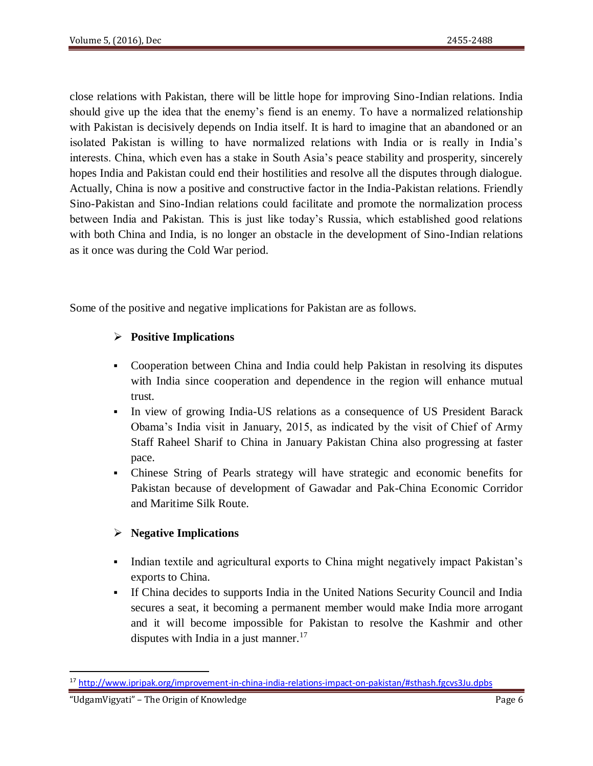close relations with Pakistan, there will be little hope for improving Sino-Indian relations. India should give up the idea that the enemy's fiend is an enemy. To have a normalized relationship with Pakistan is decisively depends on India itself. It is hard to imagine that an abandoned or an isolated Pakistan is willing to have normalized relations with India or is really in India's interests. China, which even has a stake in South Asia's peace stability and prosperity, sincerely hopes India and Pakistan could end their hostilities and resolve all the disputes through dialogue. Actually, China is now a positive and constructive factor in the India-Pakistan relations. Friendly Sino-Pakistan and Sino-Indian relations could facilitate and promote the normalization process between India and Pakistan. This is just like today's Russia, which established good relations with both China and India, is no longer an obstacle in the development of Sino-Indian relations as it once was during the Cold War period.

Some of the positive and negative implications for Pakistan are as follows.

- **Positive Implications**
  - Cooperation between China and India could help Pakistan in resolving its disputes with India since cooperation and dependence in the region will enhance mutual trust.
  - In view of growing India-US relations as a consequence of US President Barack Obama's India visit in January, 2015, as indicated by the visit of Chief of Army Staff Raheel Sharif to China in January Pakistan China also progressing at faster pace.
  - Chinese String of Pearls strategy will have strategic and economic benefits for Pakistan because of development of Gawadar and Pak-China Economic Corridor and Maritime Silk Route.

- **Negative Implications**
  - Indian textile and agricultural exports to China might negatively impact Pakistan's exports to China.
  - If China decides to supports India in the United Nations Security Council and India secures a seat, it becoming a permanent member would make India more arrogant and it will become impossible for Pakistan to resolve the Kashmir and other disputes with India in a just manner.[17]

---

[17] http://www.ipripak.org/improvement-in-china-india-relations-impact-on-pakistan/#sthash.fgcvs3Ju.dpbs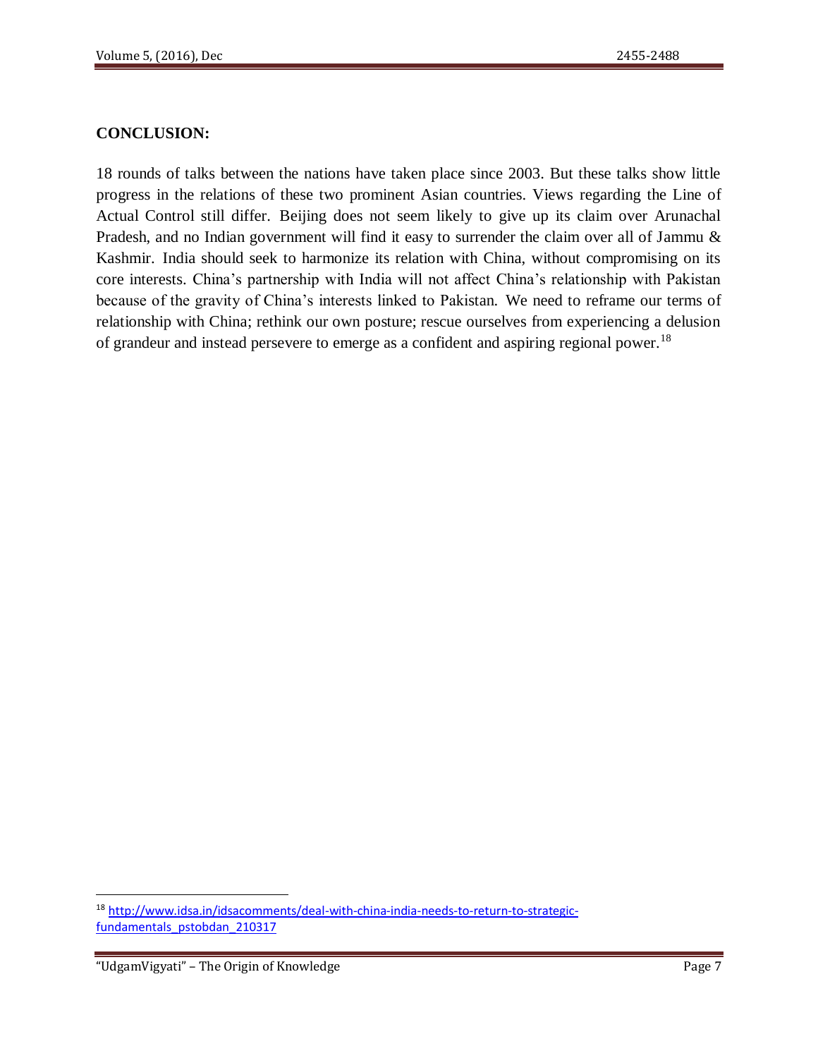## CONCLUSION:

18 rounds of talks between the nations have taken place since 2003. But these talks show little progress in the relations of these two prominent Asian countries. Views regarding the Line of Actual Control still differ. Beijing does not seem likely to give up its claim over Arunachal Pradesh, and no Indian government will find it easy to surrender the claim over all of Jammu & Kashmir. India should seek to harmonize its relation with China, without compromising on its core interests. China's partnership with India will not affect China's relationship with Pakistan because of the gravity of China's interests linked to Pakistan. We need to reframe our terms of relationship with China; rethink our own posture; rescue ourselves from experiencing a delusion of grandeur and instead persevere to emerge as a confident and aspiring regional power.[18]

---

[18] http://www.idsa.in/idsacomments/deal-with-china-india-needs-to-return-to-strategic-fundamentals_pstobdan_210317